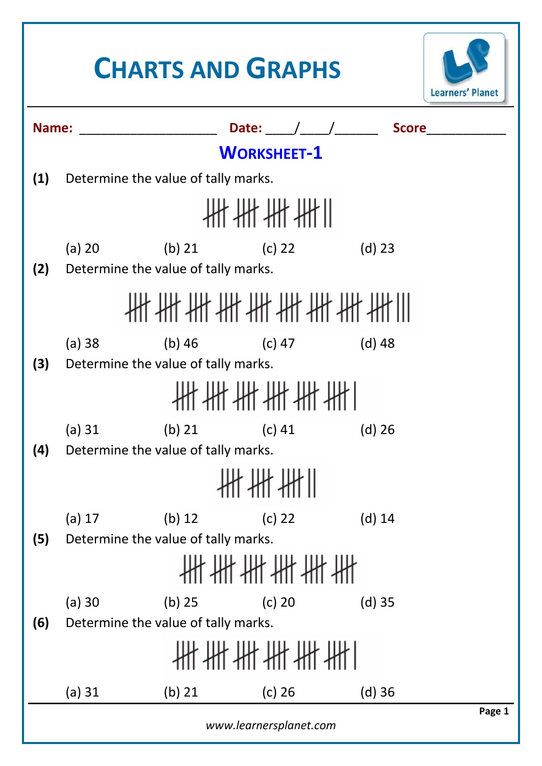# CHARTS AND GRAPHS

**Name:** ____________________ **Date:** ____/____/______ **Score**___________

## WORKSHEET-1

**(1)** Determine the value of tally marks.

(a) 20 (b) 21 (c) 22 (d) 23

**(2)** Determine the value of tally marks.

(a) 38 (b) 46 (c) 47 (d) 48

**(3)** Determine the value of tally marks.

(a) 31 (b) 21 (c) 41 (d) 26

**(4)** Determine the value of tally marks.

(a) 17 (b) 12 (c) 22 (d) 14

**(5)** Determine the value of tally marks.

(a) 30 (b) 25 (c) 20 (d) 35

**(6)** Determine the value of tally marks.

(a) 31 (b) 21 (c) 26 (d) 36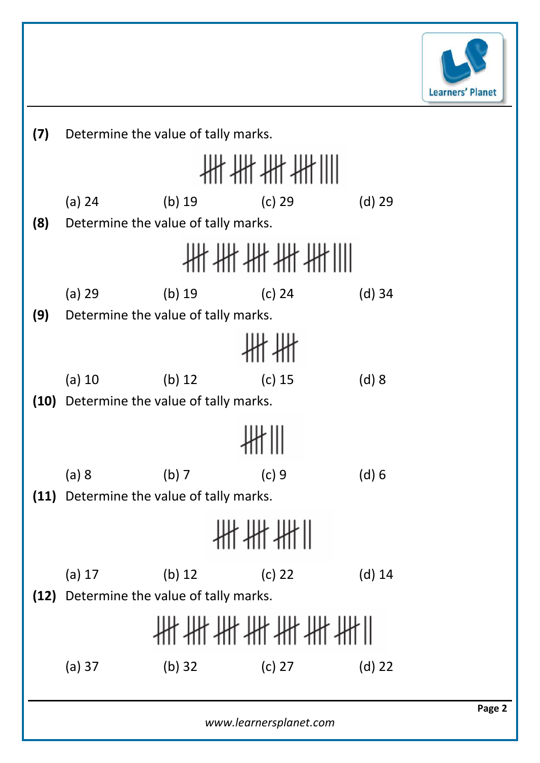**(7)** Determine the value of tally marks.

(a) 24 (b) 19 (c) 29 (d) 29

**(8)** Determine the value of tally marks.

(a) 29 (b) 19 (c) 24 (d) 34

**(9)** Determine the value of tally marks.

(a) 10 (b) 12 (c) 15 (d) 8

**(10)** Determine the value of tally marks.

(a) 8 (b) 7 (c) 9 (d) 6

**(11)** Determine the value of tally marks.

(a) 17 (b) 12 (c) 22 (d) 14

**(12)** Determine the value of tally marks.

(a) 37 (b) 32 (c) 27 (d) 22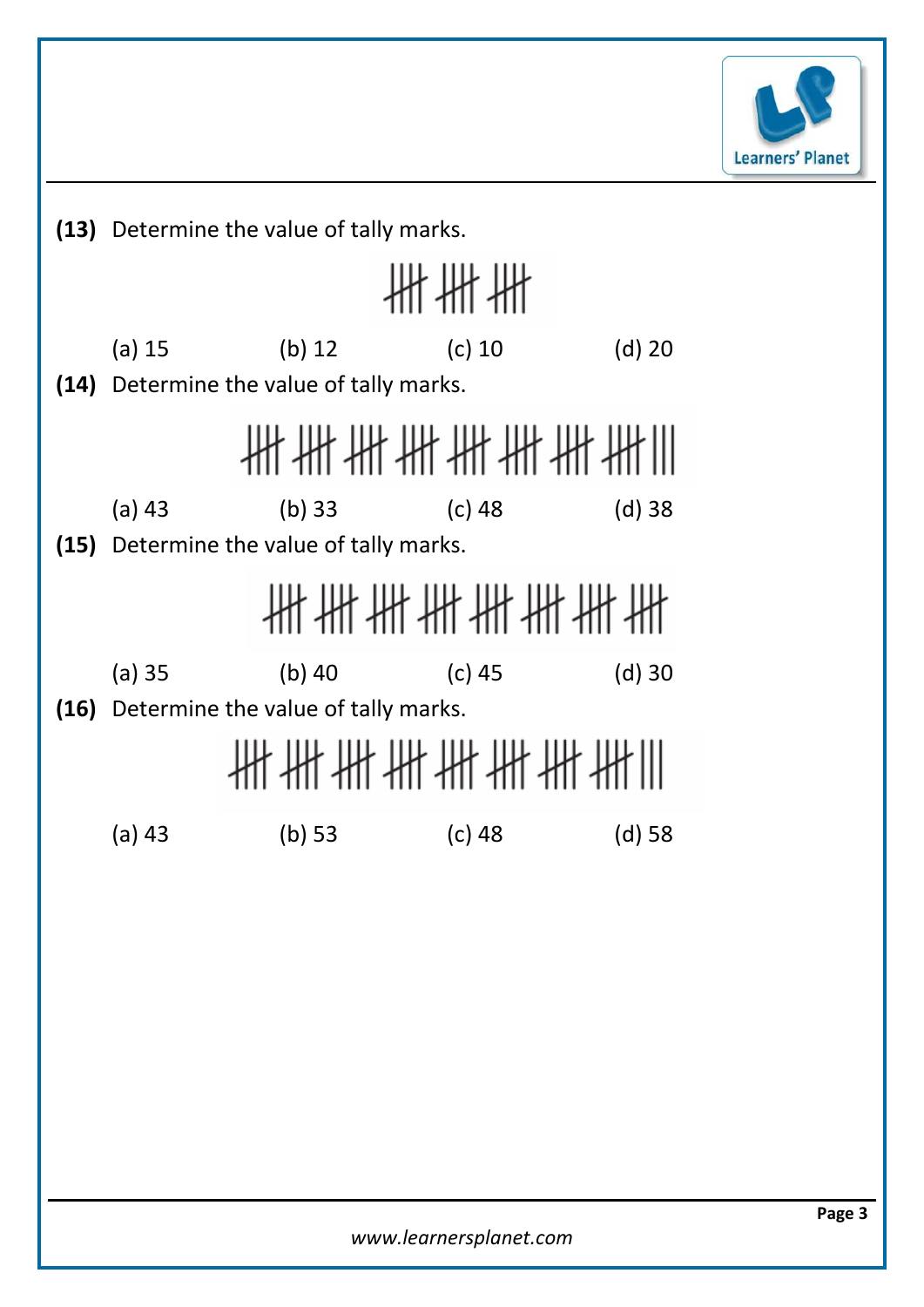**(13)** Determine the value of tally marks.

(a) 15 (b) 12 (c) 10 (d) 20

**(14)** Determine the value of tally marks.

(a) 43 (b) 33 (c) 48 (d) 38

**(15)** Determine the value of tally marks.

(a) 35 (b) 40 (c) 45 (d) 30

**(16)** Determine the value of tally marks.

(a) 43 (b) 53 (c) 48 (d) 58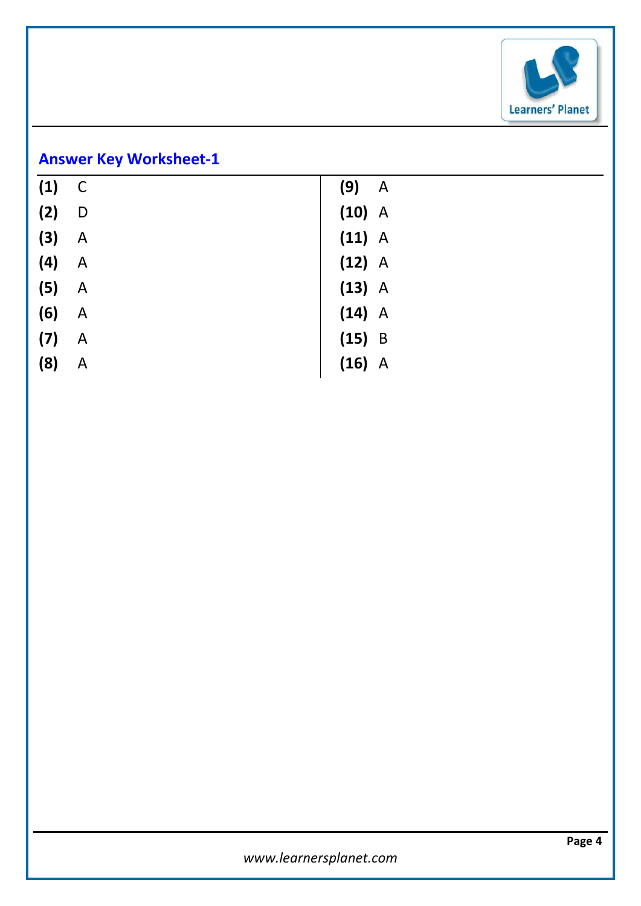## Answer Key Worksheet-1

| | | | |
|---|---|---|---|
| **(1)** | C | **(9)** | A |
| **(2)** | D | **(10)** | A |
| **(3)** | A | **(11)** | A |
| **(4)** | A | **(12)** | A |
| **(5)** | A | **(13)** | A |
| **(6)** | A | **(14)** | A |
| **(7)** | A | **(15)** | B |
| **(8)** | A | **(16)** | A |